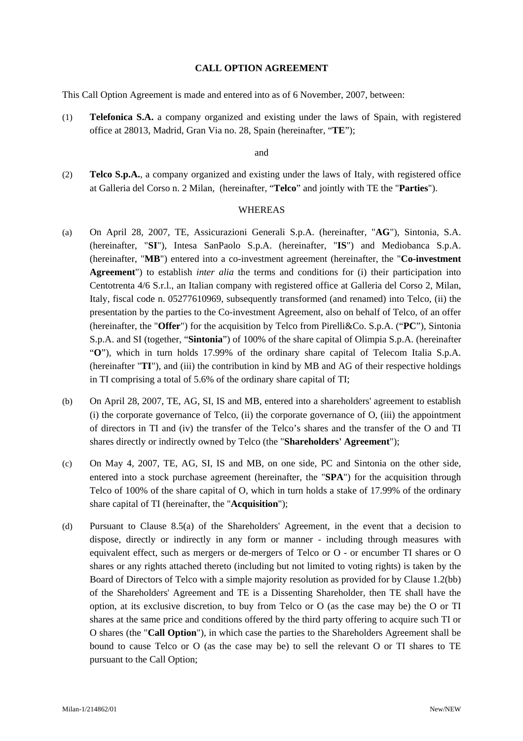# CALL OPTION AGREEMENT

This Call Option Agreement is made and entered into as of 6 November, 2007, between:

(1) **Telefonica S.A.** a company organized and existing under the laws of Spain, with registered office at 28013, Madrid, Gran Via no. 28, Spain (hereinafter, "**TE**");

and

(2) **Telco S.p.A.**, a company organized and existing under the laws of Italy, with registered office at Galleria del Corso n. 2 Milan, (hereinafter, "**Telco**" and jointly with TE the "**Parties**").

WHEREAS

(a) On April 28, 2007, TE, Assicurazioni Generali S.p.A. (hereinafter, "**AG**"), Sintonia, S.A. (hereinafter, "**SI**"), Intesa SanPaolo S.p.A. (hereinafter, "**IS**") and Mediobanca S.p.A. (hereinafter, "**MB**") entered into a co-investment agreement (hereinafter, the "**Co-investment Agreement**") to establish *inter alia* the terms and conditions for (i) their participation into Centotrenta 4/6 S.r.l., an Italian company with registered office at Galleria del Corso 2, Milan, Italy, fiscal code n. 05277610969, subsequently transformed (and renamed) into Telco, (ii) the presentation by the parties to the Co-investment Agreement, also on behalf of Telco, of an offer (hereinafter, the "**Offer**") for the acquisition by Telco from Pirelli&Co. S.p.A. ("**PC**"), Sintonia S.p.A. and SI (together, "**Sintonia**") of 100% of the share capital of Olimpia S.p.A. (hereinafter "**O**"), which in turn holds 17.99% of the ordinary share capital of Telecom Italia S.p.A. (hereinafter "**TI**"), and (iii) the contribution in kind by MB and AG of their respective holdings in TI comprising a total of 5.6% of the ordinary share capital of TI;

(b) On April 28, 2007, TE, AG, SI, IS and MB, entered into a shareholders' agreement to establish (i) the corporate governance of Telco, (ii) the corporate governance of O, (iii) the appointment of directors in TI and (iv) the transfer of the Telco's shares and the transfer of the O and TI shares directly or indirectly owned by Telco (the "**Shareholders' Agreement**");

(c) On May 4, 2007, TE, AG, SI, IS and MB, on one side, PC and Sintonia on the other side, entered into a stock purchase agreement (hereinafter, the "**SPA**") for the acquisition through Telco of 100% of the share capital of O, which in turn holds a stake of 17.99% of the ordinary share capital of TI (hereinafter, the "**Acquisition**");

(d) Pursuant to Clause 8.5(a) of the Shareholders' Agreement, in the event that a decision to dispose, directly or indirectly in any form or manner - including through measures with equivalent effect, such as mergers or de-mergers of Telco or O - or encumber TI shares or O shares or any rights attached thereto (including but not limited to voting rights) is taken by the Board of Directors of Telco with a simple majority resolution as provided for by Clause 1.2(bb) of the Shareholders' Agreement and TE is a Dissenting Shareholder, then TE shall have the option, at its exclusive discretion, to buy from Telco or O (as the case may be) the O or TI shares at the same price and conditions offered by the third party offering to acquire such TI or O shares (the "**Call Option**"), in which case the parties to the Shareholders Agreement shall be bound to cause Telco or O (as the case may be) to sell the relevant O or TI shares to TE pursuant to the Call Option;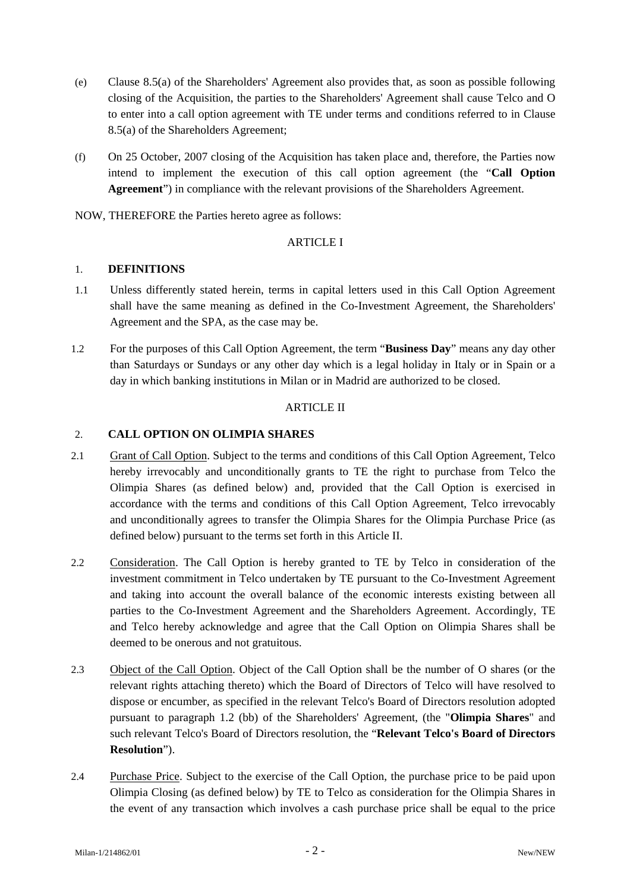(e) Clause 8.5(a) of the Shareholders' Agreement also provides that, as soon as possible following closing of the Acquisition, the parties to the Shareholders' Agreement shall cause Telco and O to enter into a call option agreement with TE under terms and conditions referred to in Clause 8.5(a) of the Shareholders Agreement;

(f) On 25 October, 2007 closing of the Acquisition has taken place and, therefore, the Parties now intend to implement the execution of this call option agreement (the "**Call Option Agreement**") in compliance with the relevant provisions of the Shareholders Agreement.

NOW, THEREFORE the Parties hereto agree as follows:

ARTICLE I

## 1. DEFINITIONS

1.1 Unless differently stated herein, terms in capital letters used in this Call Option Agreement shall have the same meaning as defined in the Co-Investment Agreement, the Shareholders' Agreement and the SPA, as the case may be.

1.2 For the purposes of this Call Option Agreement, the term "**Business Day**" means any day other than Saturdays or Sundays or any other day which is a legal holiday in Italy or in Spain or a day in which banking institutions in Milan or in Madrid are authorized to be closed.

ARTICLE II

## 2. CALL OPTION ON OLIMPIA SHARES

2.1 Grant of Call Option. Subject to the terms and conditions of this Call Option Agreement, Telco hereby irrevocably and unconditionally grants to TE the right to purchase from Telco the Olimpia Shares (as defined below) and, provided that the Call Option is exercised in accordance with the terms and conditions of this Call Option Agreement, Telco irrevocably and unconditionally agrees to transfer the Olimpia Shares for the Olimpia Purchase Price (as defined below) pursuant to the terms set forth in this Article II.

2.2 Consideration. The Call Option is hereby granted to TE by Telco in consideration of the investment commitment in Telco undertaken by TE pursuant to the Co-Investment Agreement and taking into account the overall balance of the economic interests existing between all parties to the Co-Investment Agreement and the Shareholders Agreement. Accordingly, TE and Telco hereby acknowledge and agree that the Call Option on Olimpia Shares shall be deemed to be onerous and not gratuitous.

2.3 Object of the Call Option. Object of the Call Option shall be the number of O shares (or the relevant rights attaching thereto) which the Board of Directors of Telco will have resolved to dispose or encumber, as specified in the relevant Telco's Board of Directors resolution adopted pursuant to paragraph 1.2 (bb) of the Shareholders' Agreement, (the "**Olimpia Shares**" and such relevant Telco's Board of Directors resolution, the "**Relevant Telco's Board of Directors Resolution**").

2.4 Purchase Price. Subject to the exercise of the Call Option, the purchase price to be paid upon Olimpia Closing (as defined below) by TE to Telco as consideration for the Olimpia Shares in the event of any transaction which involves a cash purchase price shall be equal to the price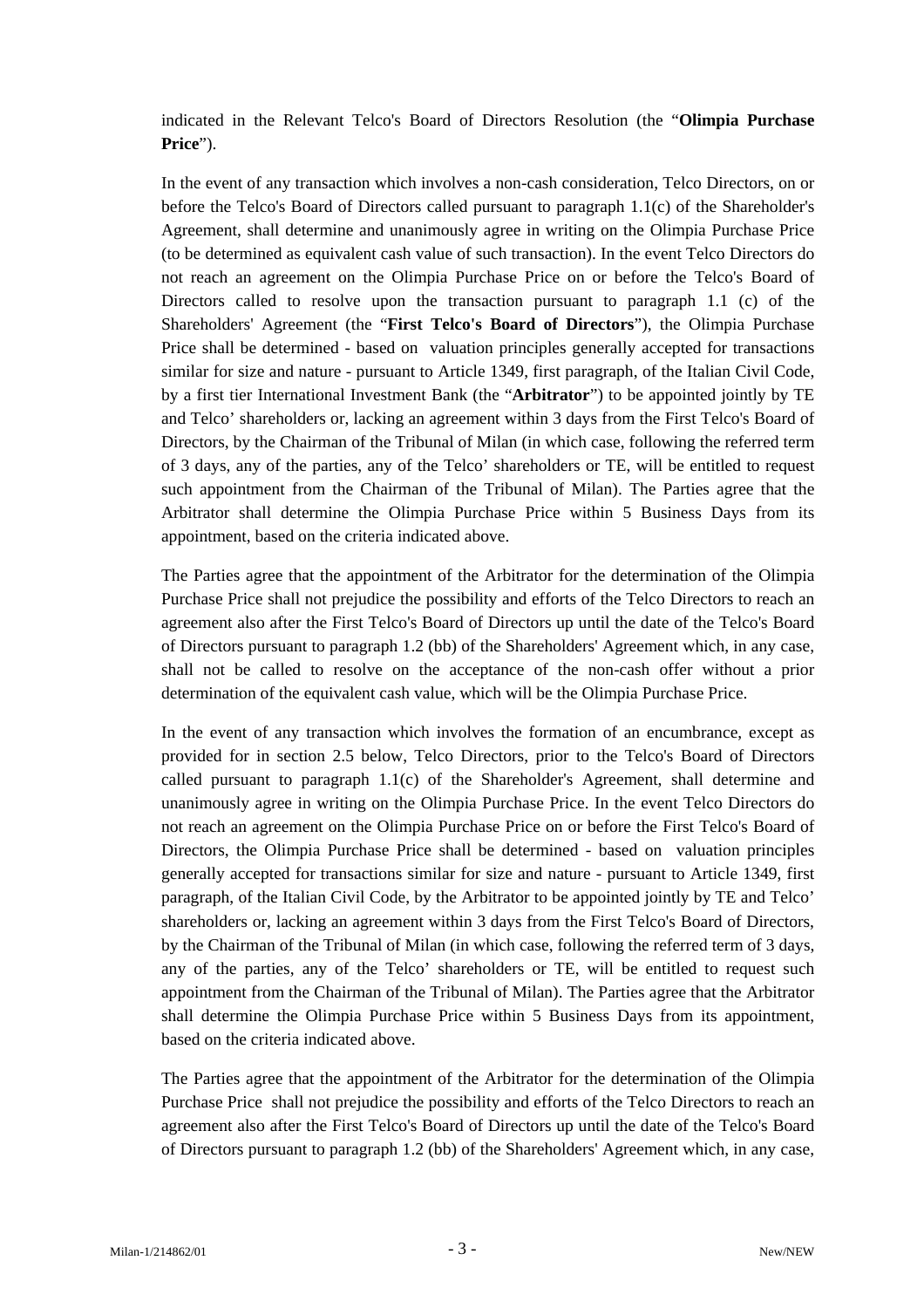indicated in the Relevant Telco's Board of Directors Resolution (the "**Olimpia Purchase Price**").

In the event of any transaction which involves a non-cash consideration, Telco Directors, on or before the Telco's Board of Directors called pursuant to paragraph 1.1(c) of the Shareholder's Agreement, shall determine and unanimously agree in writing on the Olimpia Purchase Price (to be determined as equivalent cash value of such transaction). In the event Telco Directors do not reach an agreement on the Olimpia Purchase Price on or before the Telco's Board of Directors called to resolve upon the transaction pursuant to paragraph 1.1 (c) of the Shareholders' Agreement (the "**First Telco's Board of Directors**"), the Olimpia Purchase Price shall be determined - based on valuation principles generally accepted for transactions similar for size and nature - pursuant to Article 1349, first paragraph, of the Italian Civil Code, by a first tier International Investment Bank (the "**Arbitrator**") to be appointed jointly by TE and Telco' shareholders or, lacking an agreement within 3 days from the First Telco's Board of Directors, by the Chairman of the Tribunal of Milan (in which case, following the referred term of 3 days, any of the parties, any of the Telco' shareholders or TE, will be entitled to request such appointment from the Chairman of the Tribunal of Milan). The Parties agree that the Arbitrator shall determine the Olimpia Purchase Price within 5 Business Days from its appointment, based on the criteria indicated above.

The Parties agree that the appointment of the Arbitrator for the determination of the Olimpia Purchase Price shall not prejudice the possibility and efforts of the Telco Directors to reach an agreement also after the First Telco's Board of Directors up until the date of the Telco's Board of Directors pursuant to paragraph 1.2 (bb) of the Shareholders' Agreement which, in any case, shall not be called to resolve on the acceptance of the non-cash offer without a prior determination of the equivalent cash value, which will be the Olimpia Purchase Price.

In the event of any transaction which involves the formation of an encumbrance, except as provided for in section 2.5 below, Telco Directors, prior to the Telco's Board of Directors called pursuant to paragraph 1.1(c) of the Shareholder's Agreement, shall determine and unanimously agree in writing on the Olimpia Purchase Price. In the event Telco Directors do not reach an agreement on the Olimpia Purchase Price on or before the First Telco's Board of Directors, the Olimpia Purchase Price shall be determined - based on valuation principles generally accepted for transactions similar for size and nature - pursuant to Article 1349, first paragraph, of the Italian Civil Code, by the Arbitrator to be appointed jointly by TE and Telco' shareholders or, lacking an agreement within 3 days from the First Telco's Board of Directors, by the Chairman of the Tribunal of Milan (in which case, following the referred term of 3 days, any of the parties, any of the Telco' shareholders or TE, will be entitled to request such appointment from the Chairman of the Tribunal of Milan). The Parties agree that the Arbitrator shall determine the Olimpia Purchase Price within 5 Business Days from its appointment, based on the criteria indicated above.

The Parties agree that the appointment of the Arbitrator for the determination of the Olimpia Purchase Price shall not prejudice the possibility and efforts of the Telco Directors to reach an agreement also after the First Telco's Board of Directors up until the date of the Telco's Board of Directors pursuant to paragraph 1.2 (bb) of the Shareholders' Agreement which, in any case,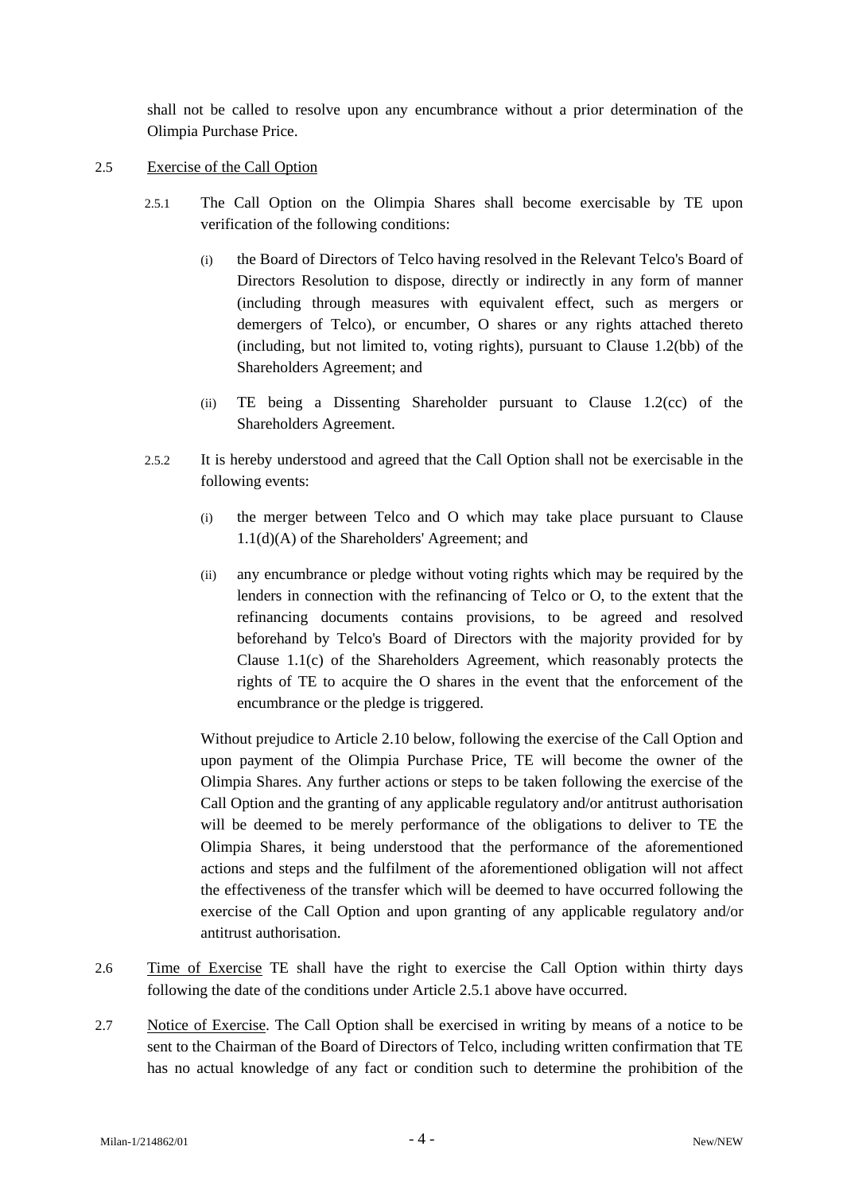shall not be called to resolve upon any encumbrance without a prior determination of the Olimpia Purchase Price.

2.5 Exercise of the Call Option

2.5.1 The Call Option on the Olimpia Shares shall become exercisable by TE upon verification of the following conditions:

(i) the Board of Directors of Telco having resolved in the Relevant Telco's Board of Directors Resolution to dispose, directly or indirectly in any form of manner (including through measures with equivalent effect, such as mergers or demergers of Telco), or encumber, O shares or any rights attached thereto (including, but not limited to, voting rights), pursuant to Clause 1.2(bb) of the Shareholders Agreement; and

(ii) TE being a Dissenting Shareholder pursuant to Clause 1.2(cc) of the Shareholders Agreement.

2.5.2 It is hereby understood and agreed that the Call Option shall not be exercisable in the following events:

(i) the merger between Telco and O which may take place pursuant to Clause 1.1(d)(A) of the Shareholders' Agreement; and

(ii) any encumbrance or pledge without voting rights which may be required by the lenders in connection with the refinancing of Telco or O, to the extent that the refinancing documents contains provisions, to be agreed and resolved beforehand by Telco's Board of Directors with the majority provided for by Clause 1.1(c) of the Shareholders Agreement, which reasonably protects the rights of TE to acquire the O shares in the event that the enforcement of the encumbrance or the pledge is triggered.

Without prejudice to Article 2.10 below, following the exercise of the Call Option and upon payment of the Olimpia Purchase Price, TE will become the owner of the Olimpia Shares. Any further actions or steps to be taken following the exercise of the Call Option and the granting of any applicable regulatory and/or antitrust authorisation will be deemed to be merely performance of the obligations to deliver to TE the Olimpia Shares, it being understood that the performance of the aforementioned actions and steps and the fulfilment of the aforementioned obligation will not affect the effectiveness of the transfer which will be deemed to have occurred following the exercise of the Call Option and upon granting of any applicable regulatory and/or antitrust authorisation.

2.6 Time of Exercise TE shall have the right to exercise the Call Option within thirty days following the date of the conditions under Article 2.5.1 above have occurred.

2.7 Notice of Exercise. The Call Option shall be exercised in writing by means of a notice to be sent to the Chairman of the Board of Directors of Telco, including written confirmation that TE has no actual knowledge of any fact or condition such to determine the prohibition of the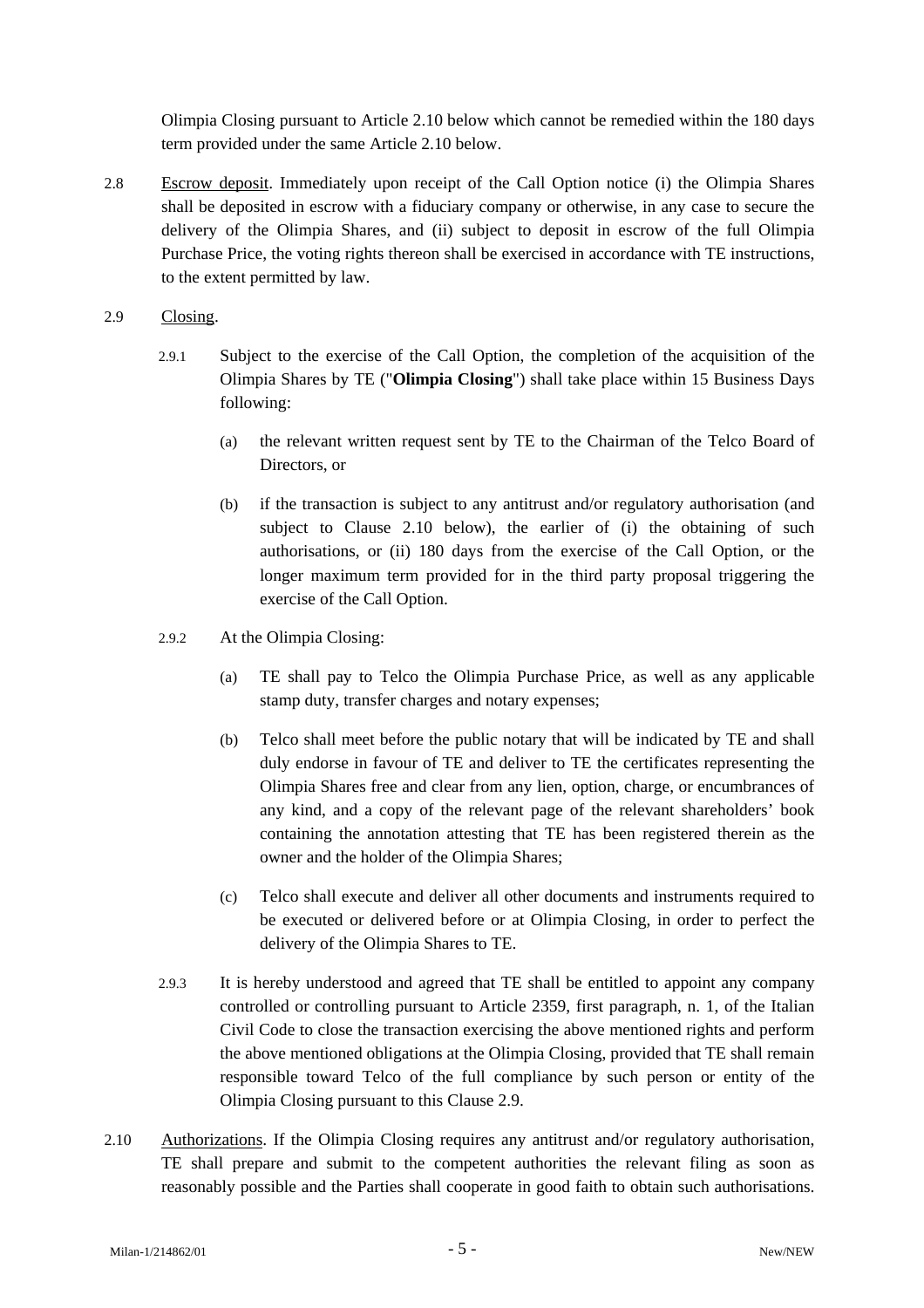Olimpia Closing pursuant to Article 2.10 below which cannot be remedied within the 180 days term provided under the same Article 2.10 below.

2.8 Escrow deposit. Immediately upon receipt of the Call Option notice (i) the Olimpia Shares shall be deposited in escrow with a fiduciary company or otherwise, in any case to secure the delivery of the Olimpia Shares, and (ii) subject to deposit in escrow of the full Olimpia Purchase Price, the voting rights thereon shall be exercised in accordance with TE instructions, to the extent permitted by law.

2.9 Closing.

2.9.1 Subject to the exercise of the Call Option, the completion of the acquisition of the Olimpia Shares by TE ("**Olimpia Closing**") shall take place within 15 Business Days following:

(a) the relevant written request sent by TE to the Chairman of the Telco Board of Directors, or

(b) if the transaction is subject to any antitrust and/or regulatory authorisation (and subject to Clause 2.10 below), the earlier of (i) the obtaining of such authorisations, or (ii) 180 days from the exercise of the Call Option, or the longer maximum term provided for in the third party proposal triggering the exercise of the Call Option.

2.9.2 At the Olimpia Closing:

(a) TE shall pay to Telco the Olimpia Purchase Price, as well as any applicable stamp duty, transfer charges and notary expenses;

(b) Telco shall meet before the public notary that will be indicated by TE and shall duly endorse in favour of TE and deliver to TE the certificates representing the Olimpia Shares free and clear from any lien, option, charge, or encumbrances of any kind, and a copy of the relevant page of the relevant shareholders' book containing the annotation attesting that TE has been registered therein as the owner and the holder of the Olimpia Shares;

(c) Telco shall execute and deliver all other documents and instruments required to be executed or delivered before or at Olimpia Closing, in order to perfect the delivery of the Olimpia Shares to TE.

2.9.3 It is hereby understood and agreed that TE shall be entitled to appoint any company controlled or controlling pursuant to Article 2359, first paragraph, n. 1, of the Italian Civil Code to close the transaction exercising the above mentioned rights and perform the above mentioned obligations at the Olimpia Closing, provided that TE shall remain responsible toward Telco of the full compliance by such person or entity of the Olimpia Closing pursuant to this Clause 2.9.

2.10 Authorizations. If the Olimpia Closing requires any antitrust and/or regulatory authorisation, TE shall prepare and submit to the competent authorities the relevant filing as soon as reasonably possible and the Parties shall cooperate in good faith to obtain such authorisations.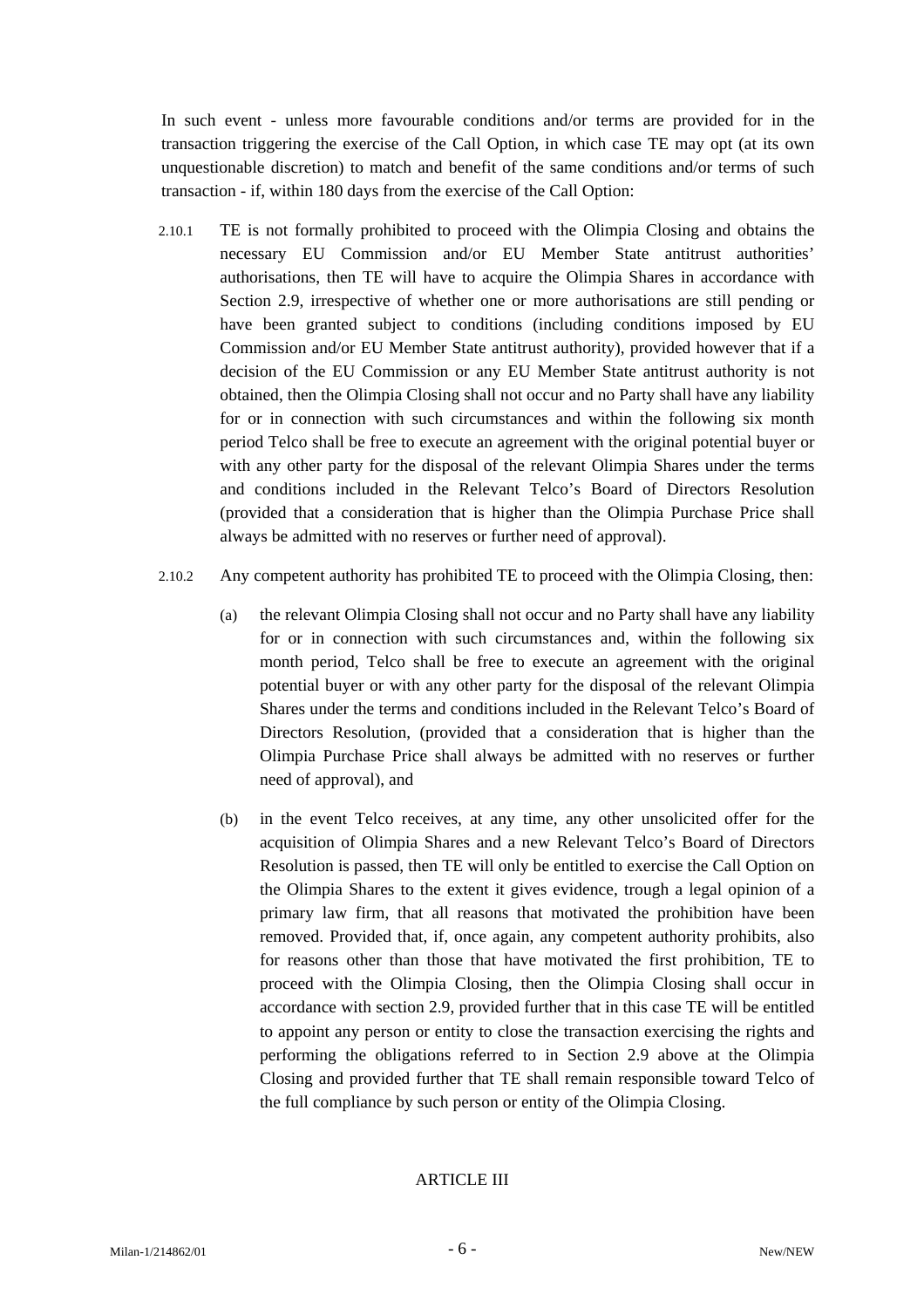In such event - unless more favourable conditions and/or terms are provided for in the transaction triggering the exercise of the Call Option, in which case TE may opt (at its own unquestionable discretion) to match and benefit of the same conditions and/or terms of such transaction - if, within 180 days from the exercise of the Call Option:

2.10.1 TE is not formally prohibited to proceed with the Olimpia Closing and obtains the necessary EU Commission and/or EU Member State antitrust authorities' authorisations, then TE will have to acquire the Olimpia Shares in accordance with Section 2.9, irrespective of whether one or more authorisations are still pending or have been granted subject to conditions (including conditions imposed by EU Commission and/or EU Member State antitrust authority), provided however that if a decision of the EU Commission or any EU Member State antitrust authority is not obtained, then the Olimpia Closing shall not occur and no Party shall have any liability for or in connection with such circumstances and within the following six month period Telco shall be free to execute an agreement with the original potential buyer or with any other party for the disposal of the relevant Olimpia Shares under the terms and conditions included in the Relevant Telco's Board of Directors Resolution (provided that a consideration that is higher than the Olimpia Purchase Price shall always be admitted with no reserves or further need of approval).

2.10.2 Any competent authority has prohibited TE to proceed with the Olimpia Closing, then:

(a) the relevant Olimpia Closing shall not occur and no Party shall have any liability for or in connection with such circumstances and, within the following six month period, Telco shall be free to execute an agreement with the original potential buyer or with any other party for the disposal of the relevant Olimpia Shares under the terms and conditions included in the Relevant Telco's Board of Directors Resolution, (provided that a consideration that is higher than the Olimpia Purchase Price shall always be admitted with no reserves or further need of approval), and

(b) in the event Telco receives, at any time, any other unsolicited offer for the acquisition of Olimpia Shares and a new Relevant Telco's Board of Directors Resolution is passed, then TE will only be entitled to exercise the Call Option on the Olimpia Shares to the extent it gives evidence, trough a legal opinion of a primary law firm, that all reasons that motivated the prohibition have been removed. Provided that, if, once again, any competent authority prohibits, also for reasons other than those that have motivated the first prohibition, TE to proceed with the Olimpia Closing, then the Olimpia Closing shall occur in accordance with section 2.9, provided further that in this case TE will be entitled to appoint any person or entity to close the transaction exercising the rights and performing the obligations referred to in Section 2.9 above at the Olimpia Closing and provided further that TE shall remain responsible toward Telco of the full compliance by such person or entity of the Olimpia Closing.

ARTICLE III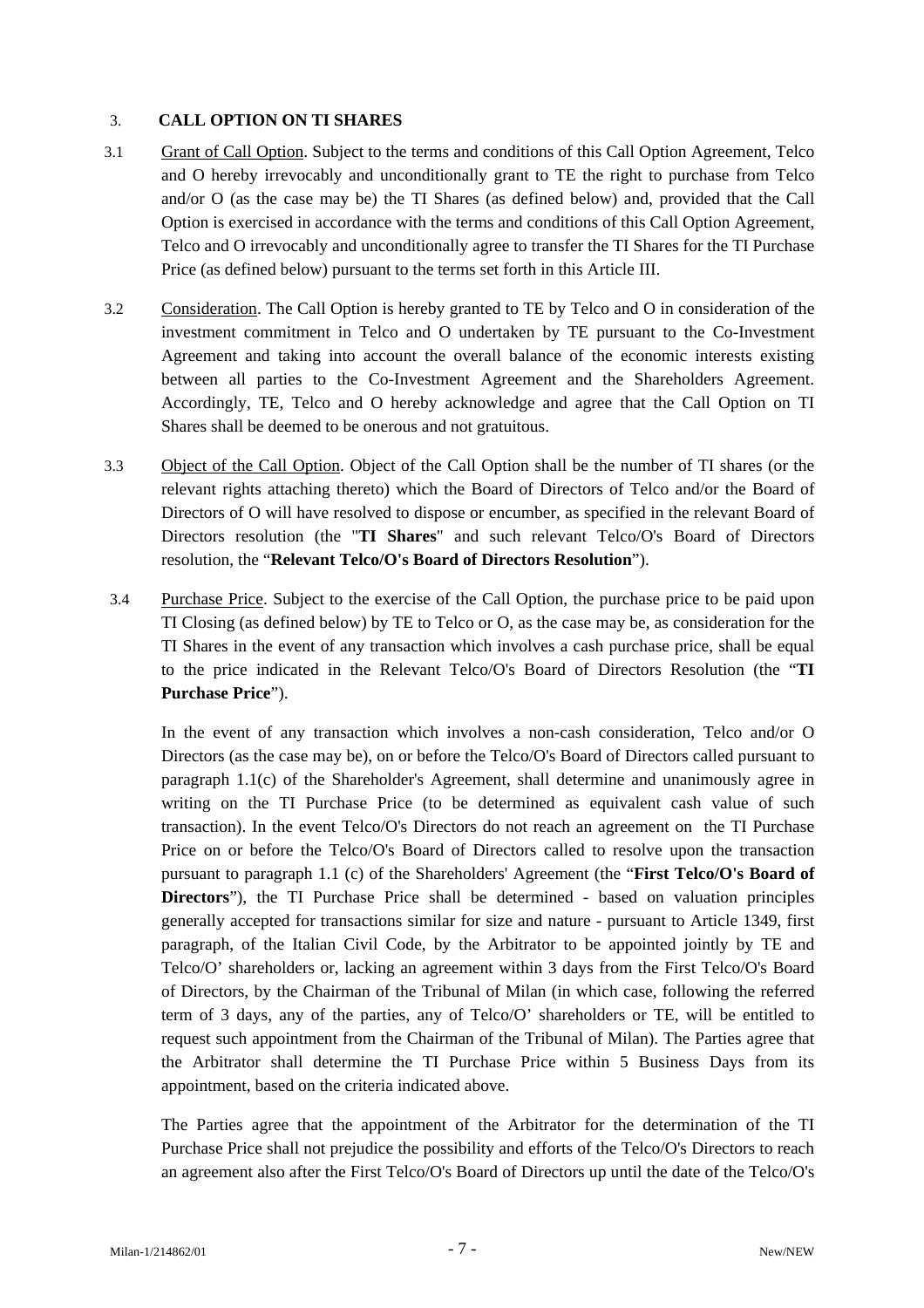### 3. CALL OPTION ON TI SHARES

3.1 Grant of Call Option. Subject to the terms and conditions of this Call Option Agreement, Telco and O hereby irrevocably and unconditionally grant to TE the right to purchase from Telco and/or O (as the case may be) the TI Shares (as defined below) and, provided that the Call Option is exercised in accordance with the terms and conditions of this Call Option Agreement, Telco and O irrevocably and unconditionally agree to transfer the TI Shares for the TI Purchase Price (as defined below) pursuant to the terms set forth in this Article III.

3.2 Consideration. The Call Option is hereby granted to TE by Telco and O in consideration of the investment commitment in Telco and O undertaken by TE pursuant to the Co-Investment Agreement and taking into account the overall balance of the economic interests existing between all parties to the Co-Investment Agreement and the Shareholders Agreement. Accordingly, TE, Telco and O hereby acknowledge and agree that the Call Option on TI Shares shall be deemed to be onerous and not gratuitous.

3.3 Object of the Call Option. Object of the Call Option shall be the number of TI shares (or the relevant rights attaching thereto) which the Board of Directors of Telco and/or the Board of Directors of O will have resolved to dispose or encumber, as specified in the relevant Board of Directors resolution (the "**TI Shares**" and such relevant Telco/O's Board of Directors resolution, the "**Relevant Telco/O's Board of Directors Resolution**").

3.4 Purchase Price. Subject to the exercise of the Call Option, the purchase price to be paid upon TI Closing (as defined below) by TE to Telco or O, as the case may be, as consideration for the TI Shares in the event of any transaction which involves a cash purchase price, shall be equal to the price indicated in the Relevant Telco/O's Board of Directors Resolution (the "**TI Purchase Price**").

In the event of any transaction which involves a non-cash consideration, Telco and/or O Directors (as the case may be), on or before the Telco/O's Board of Directors called pursuant to paragraph 1.1(c) of the Shareholder's Agreement, shall determine and unanimously agree in writing on the TI Purchase Price (to be determined as equivalent cash value of such transaction). In the event Telco/O's Directors do not reach an agreement on the TI Purchase Price on or before the Telco/O's Board of Directors called to resolve upon the transaction pursuant to paragraph 1.1 (c) of the Shareholders' Agreement (the "**First Telco/O's Board of Directors**"), the TI Purchase Price shall be determined - based on valuation principles generally accepted for transactions similar for size and nature - pursuant to Article 1349, first paragraph, of the Italian Civil Code, by the Arbitrator to be appointed jointly by TE and Telco/O' shareholders or, lacking an agreement within 3 days from the First Telco/O's Board of Directors, by the Chairman of the Tribunal of Milan (in which case, following the referred term of 3 days, any of the parties, any of Telco/O' shareholders or TE, will be entitled to request such appointment from the Chairman of the Tribunal of Milan). The Parties agree that the Arbitrator shall determine the TI Purchase Price within 5 Business Days from its appointment, based on the criteria indicated above.

The Parties agree that the appointment of the Arbitrator for the determination of the TI Purchase Price shall not prejudice the possibility and efforts of the Telco/O's Directors to reach an agreement also after the First Telco/O's Board of Directors up until the date of the Telco/O's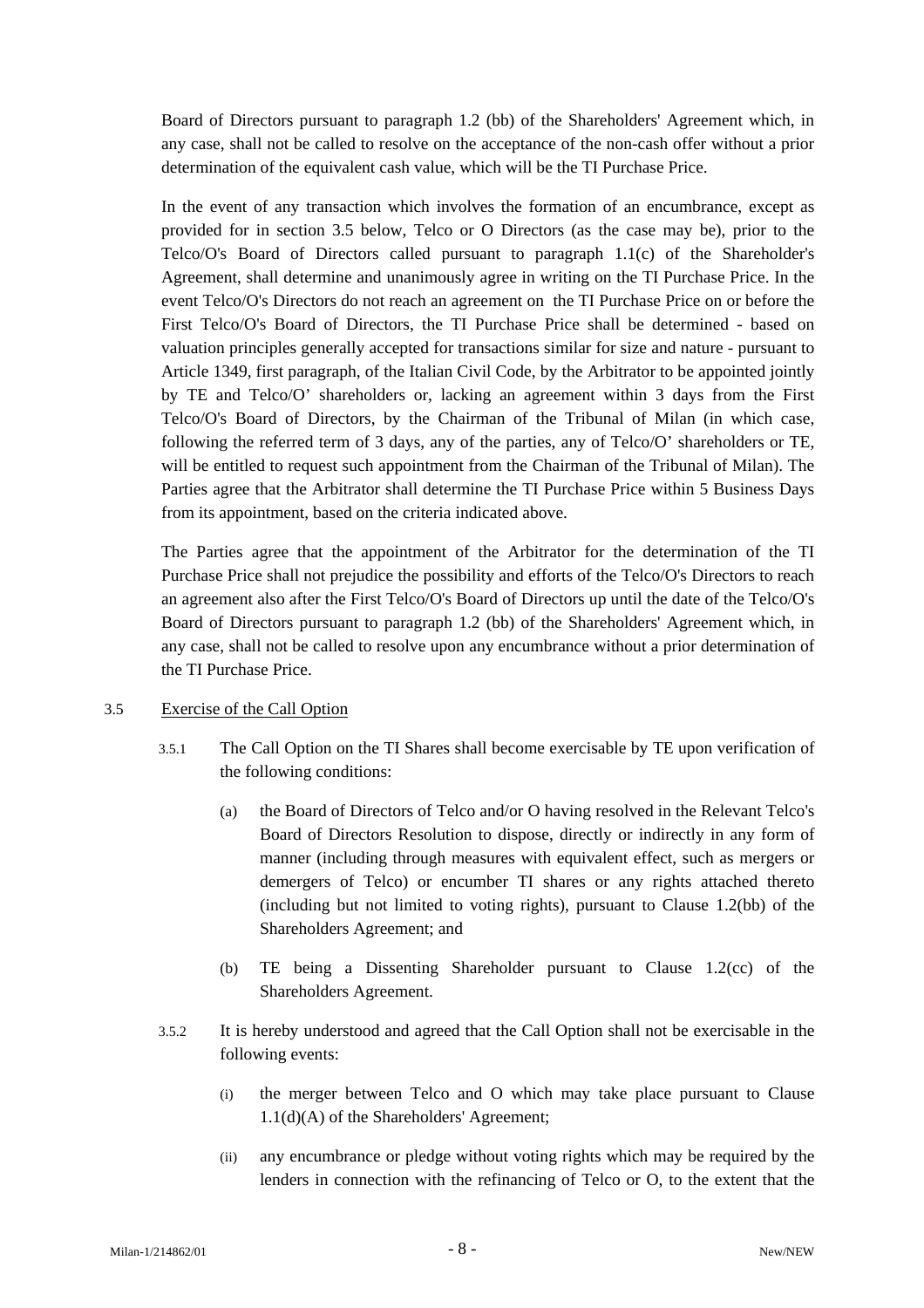Board of Directors pursuant to paragraph 1.2 (bb) of the Shareholders' Agreement which, in any case, shall not be called to resolve on the acceptance of the non-cash offer without a prior determination of the equivalent cash value, which will be the TI Purchase Price.

In the event of any transaction which involves the formation of an encumbrance, except as provided for in section 3.5 below, Telco or O Directors (as the case may be), prior to the Telco/O's Board of Directors called pursuant to paragraph 1.1(c) of the Shareholder's Agreement, shall determine and unanimously agree in writing on the TI Purchase Price. In the event Telco/O's Directors do not reach an agreement on the TI Purchase Price on or before the First Telco/O's Board of Directors, the TI Purchase Price shall be determined - based on valuation principles generally accepted for transactions similar for size and nature - pursuant to Article 1349, first paragraph, of the Italian Civil Code, by the Arbitrator to be appointed jointly by TE and Telco/O' shareholders or, lacking an agreement within 3 days from the First Telco/O's Board of Directors, by the Chairman of the Tribunal of Milan (in which case, following the referred term of 3 days, any of the parties, any of Telco/O' shareholders or TE, will be entitled to request such appointment from the Chairman of the Tribunal of Milan). The Parties agree that the Arbitrator shall determine the TI Purchase Price within 5 Business Days from its appointment, based on the criteria indicated above.

The Parties agree that the appointment of the Arbitrator for the determination of the TI Purchase Price shall not prejudice the possibility and efforts of the Telco/O's Directors to reach an agreement also after the First Telco/O's Board of Directors up until the date of the Telco/O's Board of Directors pursuant to paragraph 1.2 (bb) of the Shareholders' Agreement which, in any case, shall not be called to resolve upon any encumbrance without a prior determination of the TI Purchase Price.

3.5 Exercise of the Call Option

3.5.1 The Call Option on the TI Shares shall become exercisable by TE upon verification of the following conditions:

(a) the Board of Directors of Telco and/or O having resolved in the Relevant Telco's Board of Directors Resolution to dispose, directly or indirectly in any form of manner (including through measures with equivalent effect, such as mergers or demergers of Telco) or encumber TI shares or any rights attached thereto (including but not limited to voting rights), pursuant to Clause 1.2(bb) of the Shareholders Agreement; and

(b) TE being a Dissenting Shareholder pursuant to Clause 1.2(cc) of the Shareholders Agreement.

3.5.2 It is hereby understood and agreed that the Call Option shall not be exercisable in the following events:

(i) the merger between Telco and O which may take place pursuant to Clause 1.1(d)(A) of the Shareholders' Agreement;

(ii) any encumbrance or pledge without voting rights which may be required by the lenders in connection with the refinancing of Telco or O, to the extent that the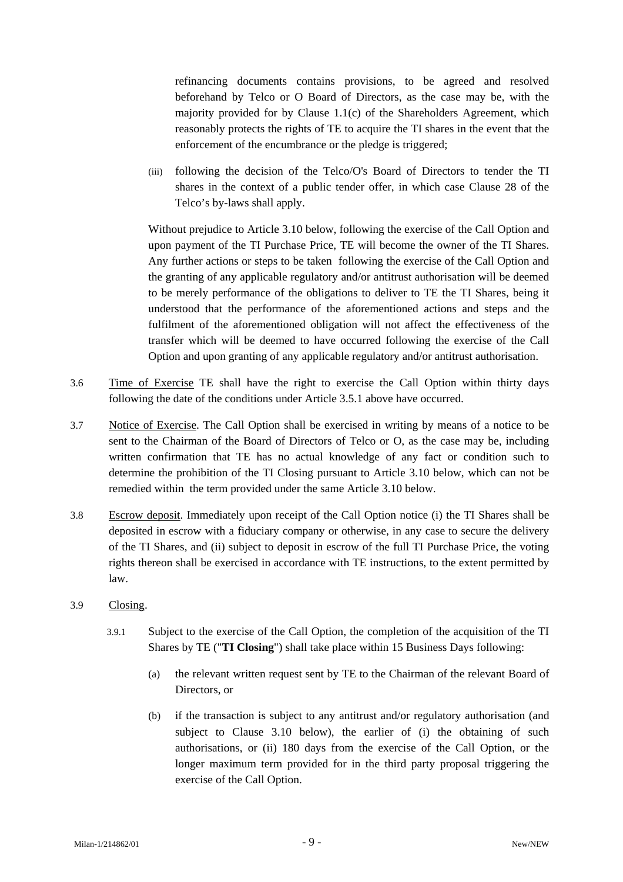refinancing documents contains provisions, to be agreed and resolved beforehand by Telco or O Board of Directors, as the case may be, with the majority provided for by Clause 1.1(c) of the Shareholders Agreement, which reasonably protects the rights of TE to acquire the TI shares in the event that the enforcement of the encumbrance or the pledge is triggered;

(iii) following the decision of the Telco/O's Board of Directors to tender the TI shares in the context of a public tender offer, in which case Clause 28 of the Telco's by-laws shall apply.

Without prejudice to Article 3.10 below, following the exercise of the Call Option and upon payment of the TI Purchase Price, TE will become the owner of the TI Shares. Any further actions or steps to be taken following the exercise of the Call Option and the granting of any applicable regulatory and/or antitrust authorisation will be deemed to be merely performance of the obligations to deliver to TE the TI Shares, being it understood that the performance of the aforementioned actions and steps and the fulfilment of the aforementioned obligation will not affect the effectiveness of the transfer which will be deemed to have occurred following the exercise of the Call Option and upon granting of any applicable regulatory and/or antitrust authorisation.

3.6 Time of Exercise TE shall have the right to exercise the Call Option within thirty days following the date of the conditions under Article 3.5.1 above have occurred.

3.7 Notice of Exercise. The Call Option shall be exercised in writing by means of a notice to be sent to the Chairman of the Board of Directors of Telco or O, as the case may be, including written confirmation that TE has no actual knowledge of any fact or condition such to determine the prohibition of the TI Closing pursuant to Article 3.10 below, which can not be remedied within the term provided under the same Article 3.10 below.

3.8 Escrow deposit. Immediately upon receipt of the Call Option notice (i) the TI Shares shall be deposited in escrow with a fiduciary company or otherwise, in any case to secure the delivery of the TI Shares, and (ii) subject to deposit in escrow of the full TI Purchase Price, the voting rights thereon shall be exercised in accordance with TE instructions, to the extent permitted by law.

3.9 Closing.

3.9.1 Subject to the exercise of the Call Option, the completion of the acquisition of the TI Shares by TE ("**TI Closing**") shall take place within 15 Business Days following:

(a) the relevant written request sent by TE to the Chairman of the relevant Board of Directors, or

(b) if the transaction is subject to any antitrust and/or regulatory authorisation (and subject to Clause 3.10 below), the earlier of (i) the obtaining of such authorisations, or (ii) 180 days from the exercise of the Call Option, or the longer maximum term provided for in the third party proposal triggering the exercise of the Call Option.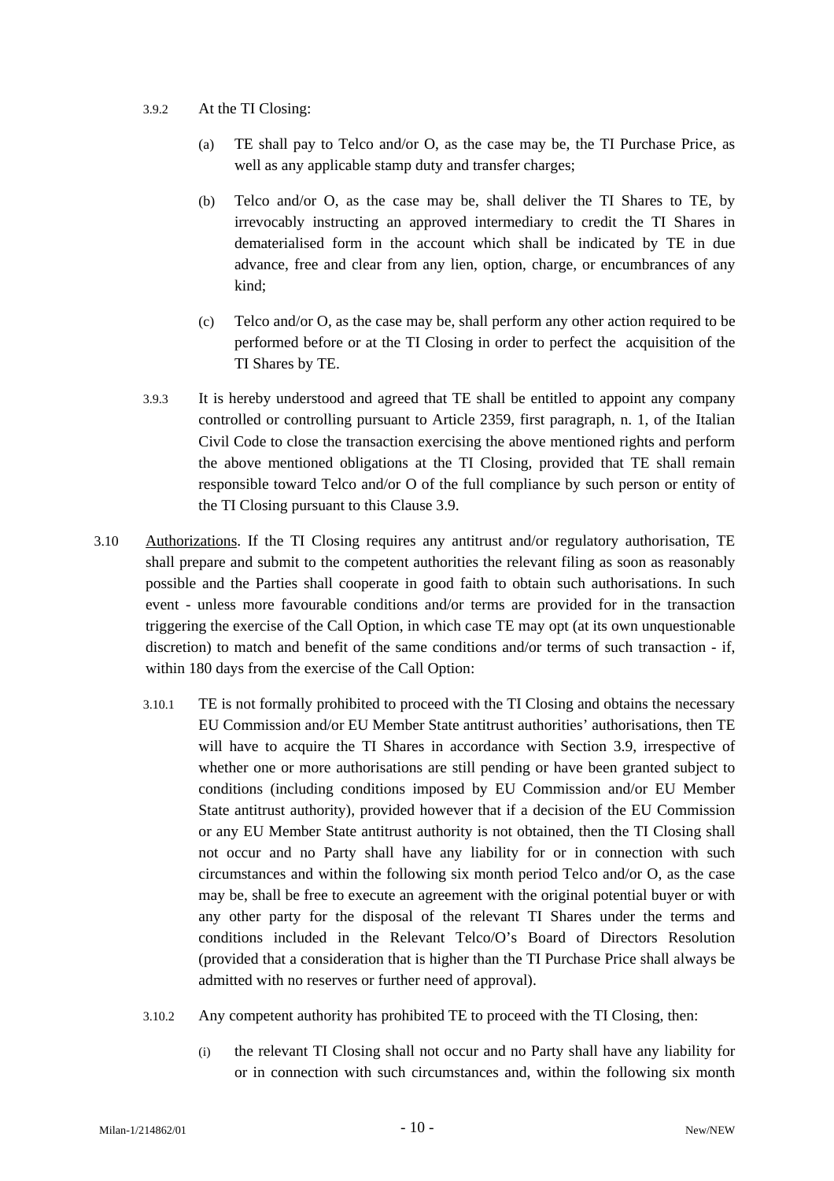3.9.2 At the TI Closing:

(a) TE shall pay to Telco and/or O, as the case may be, the TI Purchase Price, as well as any applicable stamp duty and transfer charges;

(b) Telco and/or O, as the case may be, shall deliver the TI Shares to TE, by irrevocably instructing an approved intermediary to credit the TI Shares in dematerialised form in the account which shall be indicated by TE in due advance, free and clear from any lien, option, charge, or encumbrances of any kind;

(c) Telco and/or O, as the case may be, shall perform any other action required to be performed before or at the TI Closing in order to perfect the acquisition of the TI Shares by TE.

3.9.3 It is hereby understood and agreed that TE shall be entitled to appoint any company controlled or controlling pursuant to Article 2359, first paragraph, n. 1, of the Italian Civil Code to close the transaction exercising the above mentioned rights and perform the above mentioned obligations at the TI Closing, provided that TE shall remain responsible toward Telco and/or O of the full compliance by such person or entity of the TI Closing pursuant to this Clause 3.9.

3.10 Authorizations. If the TI Closing requires any antitrust and/or regulatory authorisation, TE shall prepare and submit to the competent authorities the relevant filing as soon as reasonably possible and the Parties shall cooperate in good faith to obtain such authorisations. In such event - unless more favourable conditions and/or terms are provided for in the transaction triggering the exercise of the Call Option, in which case TE may opt (at its own unquestionable discretion) to match and benefit of the same conditions and/or terms of such transaction - if, within 180 days from the exercise of the Call Option:

3.10.1 TE is not formally prohibited to proceed with the TI Closing and obtains the necessary EU Commission and/or EU Member State antitrust authorities' authorisations, then TE will have to acquire the TI Shares in accordance with Section 3.9, irrespective of whether one or more authorisations are still pending or have been granted subject to conditions (including conditions imposed by EU Commission and/or EU Member State antitrust authority), provided however that if a decision of the EU Commission or any EU Member State antitrust authority is not obtained, then the TI Closing shall not occur and no Party shall have any liability for or in connection with such circumstances and within the following six month period Telco and/or O, as the case may be, shall be free to execute an agreement with the original potential buyer or with any other party for the disposal of the relevant TI Shares under the terms and conditions included in the Relevant Telco/O's Board of Directors Resolution (provided that a consideration that is higher than the TI Purchase Price shall always be admitted with no reserves or further need of approval).

3.10.2 Any competent authority has prohibited TE to proceed with the TI Closing, then:

(i) the relevant TI Closing shall not occur and no Party shall have any liability for or in connection with such circumstances and, within the following six month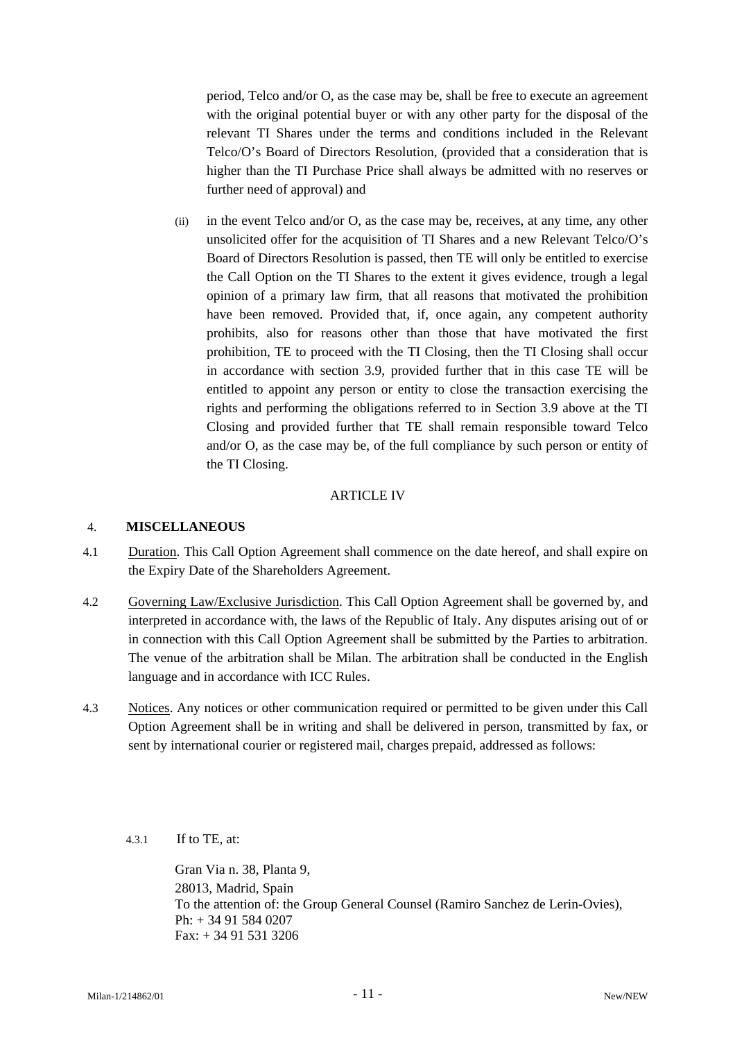period, Telco and/or O, as the case may be, shall be free to execute an agreement with the original potential buyer or with any other party for the disposal of the relevant TI Shares under the terms and conditions included in the Relevant Telco/O's Board of Directors Resolution, (provided that a consideration that is higher than the TI Purchase Price shall always be admitted with no reserves or further need of approval) and

(ii) in the event Telco and/or O, as the case may be, receives, at any time, any other unsolicited offer for the acquisition of TI Shares and a new Relevant Telco/O's Board of Directors Resolution is passed, then TE will only be entitled to exercise the Call Option on the TI Shares to the extent it gives evidence, trough a legal opinion of a primary law firm, that all reasons that motivated the prohibition have been removed. Provided that, if, once again, any competent authority prohibits, also for reasons other than those that have motivated the first prohibition, TE to proceed with the TI Closing, then the TI Closing shall occur in accordance with section 3.9, provided further that in this case TE will be entitled to appoint any person or entity to close the transaction exercising the rights and performing the obligations referred to in Section 3.9 above at the TI Closing and provided further that TE shall remain responsible toward Telco and/or O, as the case may be, of the full compliance by such person or entity of the TI Closing.

ARTICLE IV

## 4. MISCELLANEOUS

4.1 Duration. This Call Option Agreement shall commence on the date hereof, and shall expire on the Expiry Date of the Shareholders Agreement.

4.2 Governing Law/Exclusive Jurisdiction. This Call Option Agreement shall be governed by, and interpreted in accordance with, the laws of the Republic of Italy. Any disputes arising out of or in connection with this Call Option Agreement shall be submitted by the Parties to arbitration. The venue of the arbitration shall be Milan. The arbitration shall be conducted in the English language and in accordance with ICC Rules.

4.3 Notices. Any notices or other communication required or permitted to be given under this Call Option Agreement shall be in writing and shall be delivered in person, transmitted by fax, or sent by international courier or registered mail, charges prepaid, addressed as follows:

4.3.1 If to TE, at:

Gran Via n. 38, Planta 9,
28013, Madrid, Spain
To the attention of: the Group General Counsel (Ramiro Sanchez de Lerin-Ovies),
Ph: + 34 91 584 0207
Fax: + 34 91 531 3206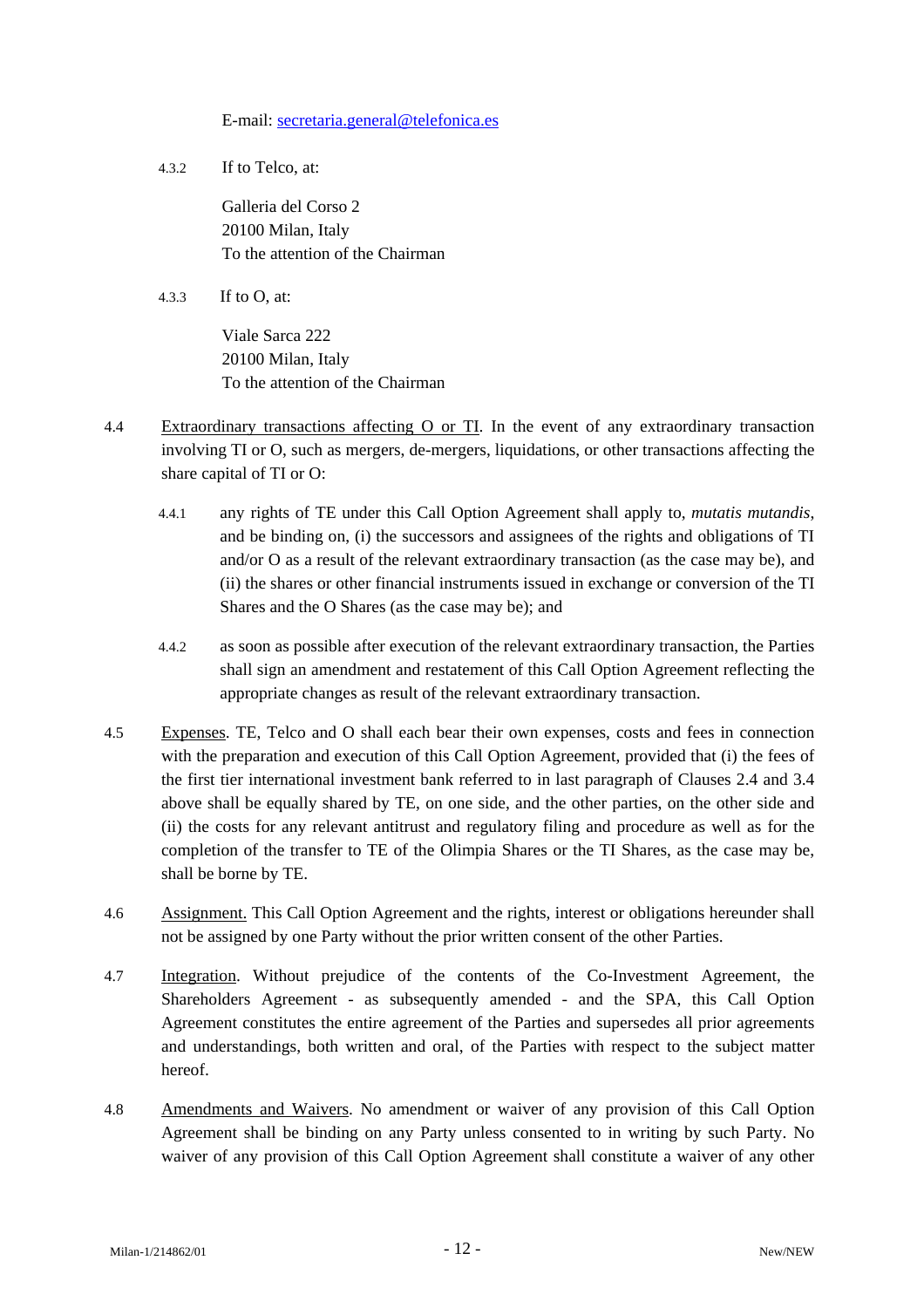E-mail: secretaria.general@telefonica.es

4.3.2 If to Telco, at:

Galleria del Corso 2
20100 Milan, Italy
To the attention of the Chairman

4.3.3 If to O, at:

Viale Sarca 222
20100 Milan, Italy
To the attention of the Chairman

4.4 Extraordinary transactions affecting O or TI. In the event of any extraordinary transaction involving TI or O, such as mergers, de-mergers, liquidations, or other transactions affecting the share capital of TI or O:

4.4.1 any rights of TE under this Call Option Agreement shall apply to, *mutatis mutandis*, and be binding on, (i) the successors and assignees of the rights and obligations of TI and/or O as a result of the relevant extraordinary transaction (as the case may be), and (ii) the shares or other financial instruments issued in exchange or conversion of the TI Shares and the O Shares (as the case may be); and

4.4.2 as soon as possible after execution of the relevant extraordinary transaction, the Parties shall sign an amendment and restatement of this Call Option Agreement reflecting the appropriate changes as result of the relevant extraordinary transaction.

4.5 Expenses. TE, Telco and O shall each bear their own expenses, costs and fees in connection with the preparation and execution of this Call Option Agreement, provided that (i) the fees of the first tier international investment bank referred to in last paragraph of Clauses 2.4 and 3.4 above shall be equally shared by TE, on one side, and the other parties, on the other side and (ii) the costs for any relevant antitrust and regulatory filing and procedure as well as for the completion of the transfer to TE of the Olimpia Shares or the TI Shares, as the case may be, shall be borne by TE.

4.6 Assignment. This Call Option Agreement and the rights, interest or obligations hereunder shall not be assigned by one Party without the prior written consent of the other Parties.

4.7 Integration. Without prejudice of the contents of the Co-Investment Agreement, the Shareholders Agreement - as subsequently amended - and the SPA, this Call Option Agreement constitutes the entire agreement of the Parties and supersedes all prior agreements and understandings, both written and oral, of the Parties with respect to the subject matter hereof.

4.8 Amendments and Waivers. No amendment or waiver of any provision of this Call Option Agreement shall be binding on any Party unless consented to in writing by such Party. No waiver of any provision of this Call Option Agreement shall constitute a waiver of any other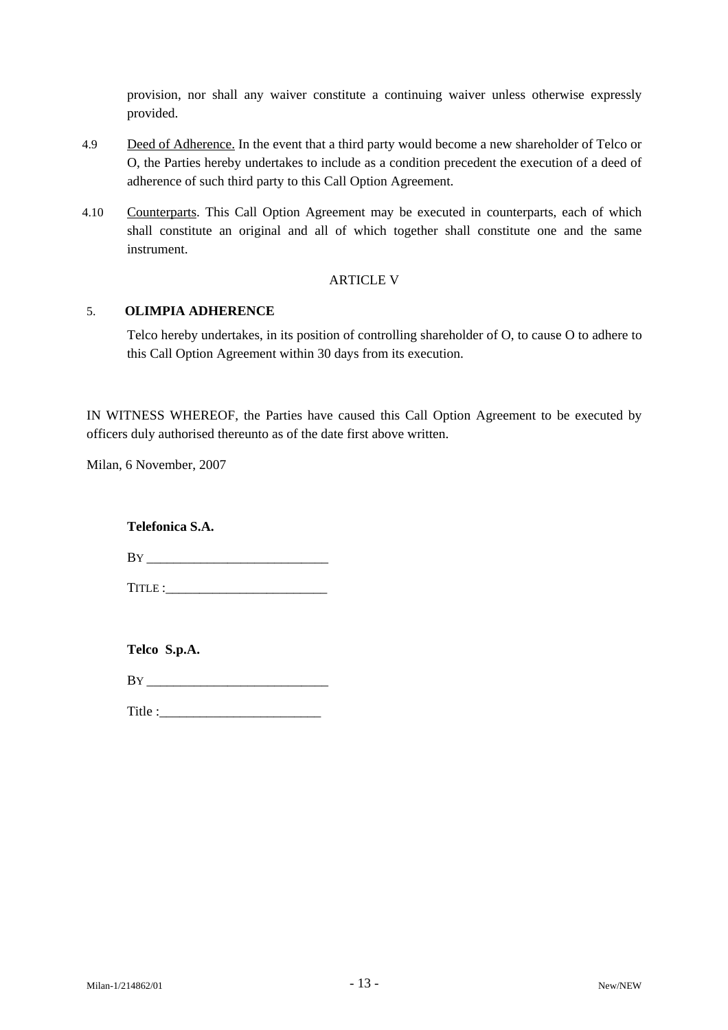provision, nor shall any waiver constitute a continuing waiver unless otherwise expressly provided.

4.9 Deed of Adherence. In the event that a third party would become a new shareholder of Telco or O, the Parties hereby undertakes to include as a condition precedent the execution of a deed of adherence of such third party to this Call Option Agreement.

4.10 Counterparts. This Call Option Agreement may be executed in counterparts, each of which shall constitute an original and all of which together shall constitute one and the same instrument.

ARTICLE V

5. **OLIMPIA ADHERENCE**

Telco hereby undertakes, in its position of controlling shareholder of O, to cause O to adhere to this Call Option Agreement within 30 days from its execution.

IN WITNESS WHEREOF, the Parties have caused this Call Option Agreement to be executed by officers duly authorised thereunto as of the date first above written.

Milan, 6 November, 2007

**Telefonica S.A.**

BY ___________________________

TITLE :________________________

**Telco S.p.A.**

BY ___________________________

Title :________________________